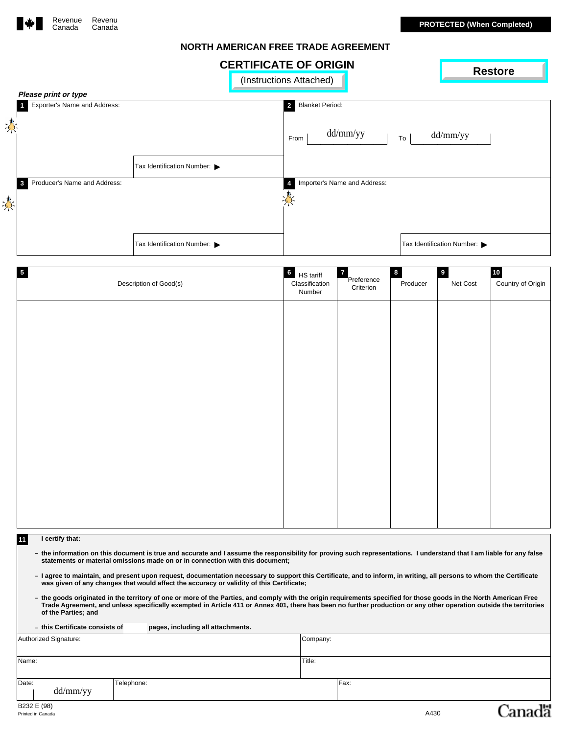Revenue Canada / Revenu Canada

**PROTECTED (When Completed)**

## NORTH AMERICAN FREE TRADE AGREEMENT

# CERTIFICATE OF ORIGIN

(Instructions Attached)

Restore

*Please print or type*

| | |
|---|---|
| **1** Exporter's Name and Address:<br><br>Tax Identification Number: ▶ | **2** Blanket Period:<br><br>From dd/mm/yy To dd/mm/yy |
| **3** Producer's Name and Address:<br><br>Tax Identification Number: ▶ | **4** Importer's Name and Address:<br><br>Tax Identification Number: ▶ |

| **5** Description of Good(s) | **6** HS tariff Classification Number | **7** Preference Criterion | **8** Producer | **9** Net Cost | **10** Country of Origin |
|---|---|---|---|---|---|
| | | | | | |

**11** **I certify that:**

- **the information on this document is true and accurate and I assume the responsibility for proving such representations. I understand that I am liable for any false statements or material omissions made on or in connection with this document;**
- **I agree to maintain, and present upon request, documentation necessary to support this Certificate, and to inform, in writing, all persons to whom the Certificate was given of any changes that would affect the accuracy or validity of this Certificate;**
- **the goods originated in the territory of one or more of the Parties, and comply with the origin requirements specified for those goods in the North American Free Trade Agreement, and unless specifically exempted in Article 411 or Annex 401, there has been no further production or any other operation outside the territories of the Parties; and**
- **this Certificate consists of ______ pages, including all attachments.**

| | | |
|---|---|---|
| Authorized Signature: | Company: | |
| Name: | Title: | |
| Date: dd/mm/yy | Telephone: | Fax: |

B232 E (98)

Printed in Canada

A430

Canada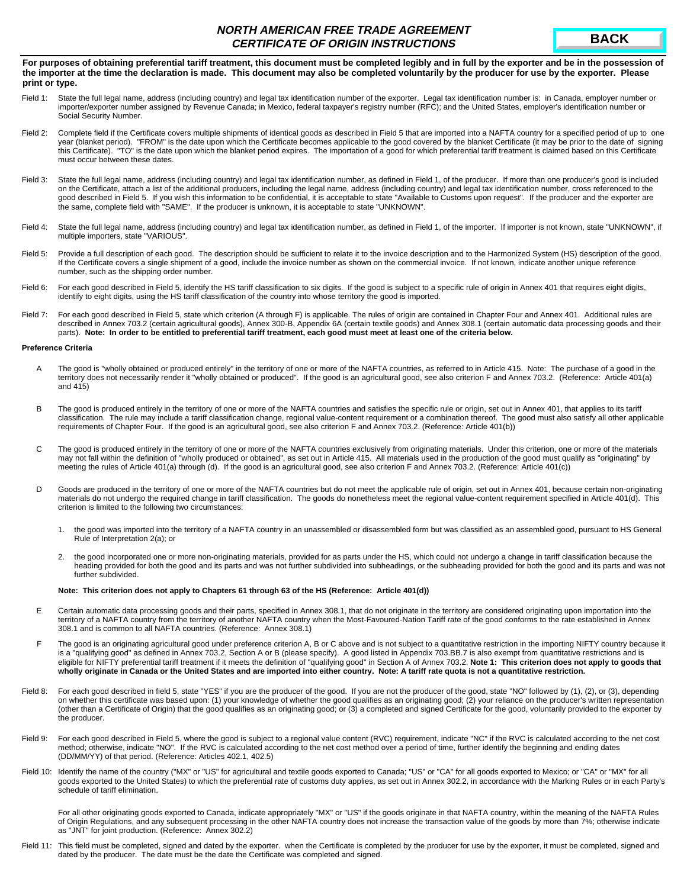# NORTH AMERICAN FREE TRADE AGREEMENT CERTIFICATE OF ORIGIN INSTRUCTIONS

BACK

**For purposes of obtaining preferential tariff treatment, this document must be completed legibly and in full by the exporter and be in the possession of the importer at the time the declaration is made. This document may also be completed voluntarily by the producer for use by the exporter. Please print or type.**

Field 1: State the full legal name, address (including country) and legal tax identification number of the exporter. Legal tax identification number is: in Canada, employer number or importer/exporter number assigned by Revenue Canada; in Mexico, federal taxpayer's registry number (RFC); and the United States, employer's identification number or Social Security Number.

Field 2: Complete field if the Certificate covers multiple shipments of identical goods as described in Field 5 that are imported into a NAFTA country for a specified period of up to one year (blanket period). "FROM" is the date upon which the Certificate becomes applicable to the good covered by the blanket Certificate (it may be prior to the date of signing this Certificate). "TO" is the date upon which the blanket period expires. The importation of a good for which preferential tariff treatment is claimed based on this Certificate must occur between these dates.

Field 3: State the full legal name, address (including country) and legal tax identification number, as defined in Field 1, of the producer. If more than one producer's good is included on the Certificate, attach a list of the additional producers, including the legal name, address (including country) and legal tax identification number, cross referenced to the good described in Field 5. If you wish this information to be confidential, it is acceptable to state "Available to Customs upon request". If the producer and the exporter are the same, complete field with "SAME". If the producer is unknown, it is acceptable to state "UNKNOWN".

Field 4: State the full legal name, address (including country) and legal tax identification number, as defined in Field 1, of the importer. If importer is not known, state "UNKNOWN", if multiple importers, state "VARIOUS".

Field 5: Provide a full description of each good. The description should be sufficient to relate it to the invoice description and to the Harmonized System (HS) description of the good. If the Certificate covers a single shipment of a good, include the invoice number as shown on the commercial invoice. If not known, indicate another unique reference number, such as the shipping order number.

Field 6: For each good described in Field 5, identify the HS tariff classification to six digits. If the good is subject to a specific rule of origin in Annex 401 that requires eight digits, identify to eight digits, using the HS tariff classification of the country into whose territory the good is imported.

Field 7: For each good described in Field 5, state which criterion (A through F) is applicable. The rules of origin are contained in Chapter Four and Annex 401. Additional rules are described in Annex 703.2 (certain agricultural goods), Annex 300-B, Appendix 6A (certain textile goods) and Annex 308.1 (certain automatic data processing goods and their parts). **Note: In order to be entitled to preferential tariff treatment, each good must meet at least one of the criteria below.**

**Preference Criteria**

A The good is "wholly obtained or produced entirely" in the territory of one or more of the NAFTA countries, as referred to in Article 415. Note: The purchase of a good in the territory does not necessarily render it "wholly obtained or produced". If the good is an agricultural good, see also criterion F and Annex 703.2. (Reference: Article 401(a) and 415)

B The good is produced entirely in the territory of one or more of the NAFTA countries and satisfies the specific rule or origin, set out in Annex 401, that applies to its tariff classification. The rule may include a tariff classification change, regional value-content requirement or a combination thereof. The good must also satisfy all other applicable requirements of Chapter Four. If the good is an agricultural good, see also criterion F and Annex 703.2. (Reference: Article 401(b))

C The good is produced entirely in the territory of one or more of the NAFTA countries exclusively from originating materials. Under this criterion, one or more of the materials may not fall within the definition of "wholly produced or obtained", as set out in Article 415. All materials used in the production of the good must qualify as "originating" by meeting the rules of Article 401(a) through (d). If the good is an agricultural good, see also criterion F and Annex 703.2. (Reference: Article 401(c))

D Goods are produced in the territory of one or more of the NAFTA countries but do not meet the applicable rule of origin, set out in Annex 401, because certain non-originating materials do not undergo the required change in tariff classification. The goods do nonetheless meet the regional value-content requirement specified in Article 401(d). This criterion is limited to the following two circumstances:

1. the good was imported into the territory of a NAFTA country in an unassembled or disassembled form but was classified as an assembled good, pursuant to HS General Rule of Interpretation 2(a); or
2. the good incorporated one or more non-originating materials, provided for as parts under the HS, which could not undergo a change in tariff classification because the heading provided for both the good and its parts and was not further subdivided into subheadings, or the subheading provided for both the good and its parts and was not further subdivided.

**Note: This criterion does not apply to Chapters 61 through 63 of the HS (Reference: Article 401(d))**

E Certain automatic data processing goods and their parts, specified in Annex 308.1, that do not originate in the territory are considered originating upon importation into the territory of a NAFTA country from the territory of another NAFTA country when the Most-Favoured-Nation Tariff rate of the good conforms to the rate established in Annex 308.1 and is common to all NAFTA countries. (Reference: Annex 308.1)

F The good is an originating agricultural good under preference criterion A, B or C above and is not subject to a quantitative restriction in the importing NIFTY country because it is a "qualifying good" as defined in Annex 703.2, Section A or B (please specify). A good listed in Appendix 703.BB.7 is also exempt from quantitative restrictions and is eligible for NIFTY preferential tariff treatment if it meets the definition of "qualifying good" in Section A of Annex 703.2. **Note 1: This criterion does not apply to goods that wholly originate in Canada or the United States and are imported into either country. Note: A tariff rate quota is not a quantitative restriction.**

Field 8: For each good described in field 5, state "YES" if you are the producer of the good. If you are not the producer of the good, state "NO" followed by (1), (2), or (3), depending on whether this certificate was based upon: (1) your knowledge of whether the good qualifies as an originating good; (2) your reliance on the producer's written representation (other than a Certificate of Origin) that the good qualifies as an originating good; or (3) a completed and signed Certificate for the good, voluntarily provided to the exporter by the producer.

Field 9: For each good described in Field 5, where the good is subject to a regional value content (RVC) requirement, indicate "NC" if the RVC is calculated according to the net cost method; otherwise, indicate "NO". If the RVC is calculated according to the net cost method over a period of time, further identify the beginning and ending dates (DD/MM/YY) of that period. (Reference: Articles 402.1, 402.5)

Field 10: Identify the name of the country ("MX" or "US" for agricultural and textile goods exported to Canada; "US" or "CA" for all goods exported to Mexico; or "CA" or "MX" for all goods exported to the United States) to which the preferential rate of customs duty applies, as set out in Annex 302.2, in accordance with the Marking Rules or in each Party's schedule of tariff elimination.

For all other originating goods exported to Canada, indicate appropriately "MX" or "US" if the goods originate in that NAFTA country, within the meaning of the NAFTA Rules of Origin Regulations, and any subsequent processing in the other NAFTA country does not increase the transaction value of the goods by more than 7%; otherwise indicate as "JNT" for joint production. (Reference: Annex 302.2)

Field 11: This field must be completed, signed and dated by the exporter. when the Certificate is completed by the producer for use by the exporter, it must be completed, signed and dated by the producer. The date must be the date the Certificate was completed and signed.